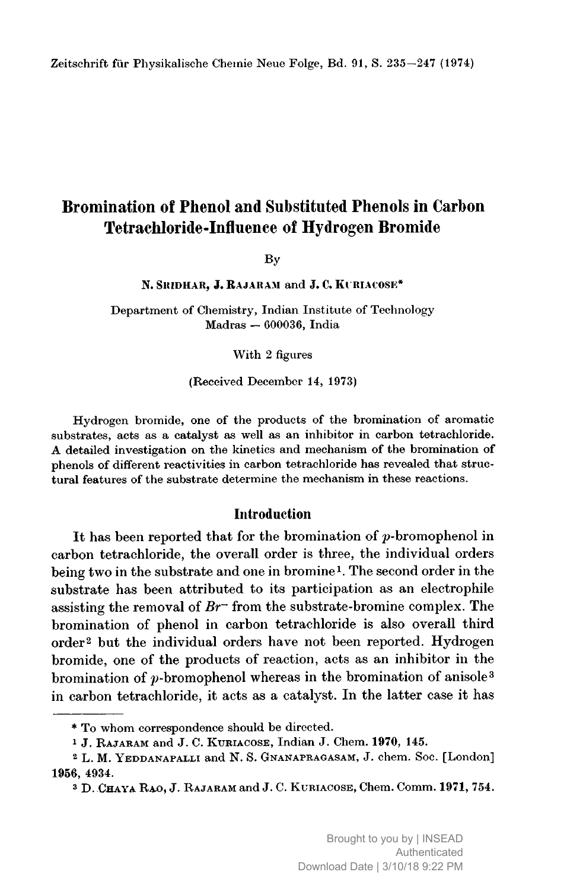# Bromination of Phenol and Substituted Phenols in Carbon Tetrachloride-Influence of Hydrogen Bromide

By

N. SRIDHAR, J. RAJARAM and J. C. KURIACOSE*

Department of Chemistry, Indian Institute of Technology
Madras — 600036, India

With 2 figures

(Received December 14, 1973)

Hydrogen bromide, one of the products of the bromination of aromatic substrates, acts as a catalyst as well as an inhibitor in carbon tetrachloride. A detailed investigation on the kinetics and mechanism of the bromination of phenols of different reactivities in carbon tetrachloride has revealed that structural features of the substrate determine the mechanism in these reactions.

## Introduction

It has been reported that for the bromination of *p*-bromophenol in carbon tetrachloride, the overall order is three, the individual orders being two in the substrate and one in bromine[1]. The second order in the substrate has been attributed to its participation as an electrophile assisting the removal of $Br^-$ from the substrate-bromine complex. The bromination of phenol in carbon tetrachloride is also overall third order[2] but the individual orders have not been reported. Hydrogen bromide, one of the products of reaction, acts as an inhibitor in the bromination of *p*-bromophenol whereas in the bromination of anisole[3] in carbon tetrachloride, it acts as a catalyst. In the latter case it has

---

\* To whom correspondence should be directed.

[1] J. RAJARAM and J. C. KURIACOSE, Indian J. Chem. **1970**, 145.

[2] L. M. YEDDANAPALLI and N. S. GNANAPRAGASAM, J. chem. Soc. [London] **1956**, 4934.

[3] D. CHAYA RAO, J. RAJARAM and J. C. KURIACOSE, Chem. Comm. **1971**, 754.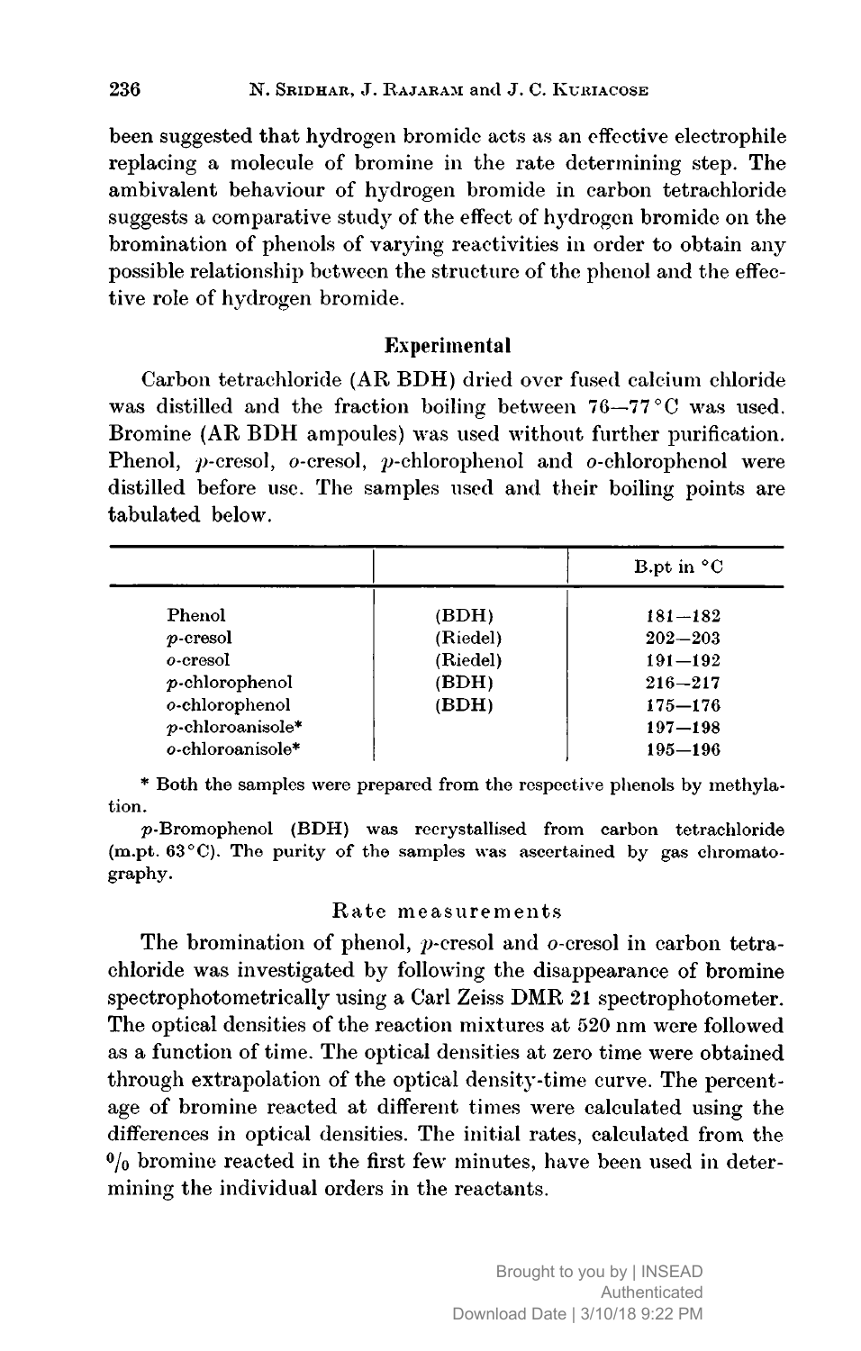been suggested that hydrogen bromide acts as an effective electrophile replacing a molecule of bromine in the rate determining step. The ambivalent behaviour of hydrogen bromide in carbon tetrachloride suggests a comparative study of the effect of hydrogen bromide on the bromination of phenols of varying reactivities in order to obtain any possible relationship between the structure of the phenol and the effective role of hydrogen bromide.

## Experimental

Carbon tetrachloride (AR BDH) dried over fused calcium chloride was distilled and the fraction boiling between 76—77 °C was used. Bromine (AR BDH ampoules) was used without further purification. Phenol, *p*-cresol, *o*-cresol, *p*-chlorophenol and *o*-chlorophenol were distilled before use. The samples used and their boiling points are tabulated below.

| | | B.pt in °C |
|---|---|---|
| Phenol | (BDH) | 181—182 |
| *p*-cresol | (Riedel) | 202—203 |
| *o*-cresol | (Riedel) | 191—192 |
| *p*-chlorophenol | (BDH) | 216—217 |
| *o*-chlorophenol | (BDH) | 175—176 |
| *p*-chloroanisole* | | 197—198 |
| *o*-chloroanisole* | | 195—196 |

\* Both the samples were prepared from the respective phenols by methylation.

*p*-Bromophenol (BDH) was recrystallised from carbon tetrachloride (m.pt. 63 °C). The purity of the samples was ascertained by gas chromatography.

### Rate measurements

The bromination of phenol, *p*-cresol and *o*-cresol in carbon tetrachloride was investigated by following the disappearance of bromine spectrophotometrically using a Carl Zeiss DMR 21 spectrophotometer. The optical densities of the reaction mixtures at 520 nm were followed as a function of time. The optical densities at zero time were obtained through extrapolation of the optical density-time curve. The percentage of bromine reacted at different times were calculated using the differences in optical densities. The initial rates, calculated from the % bromine reacted in the first few minutes, have been used in determining the individual orders in the reactants.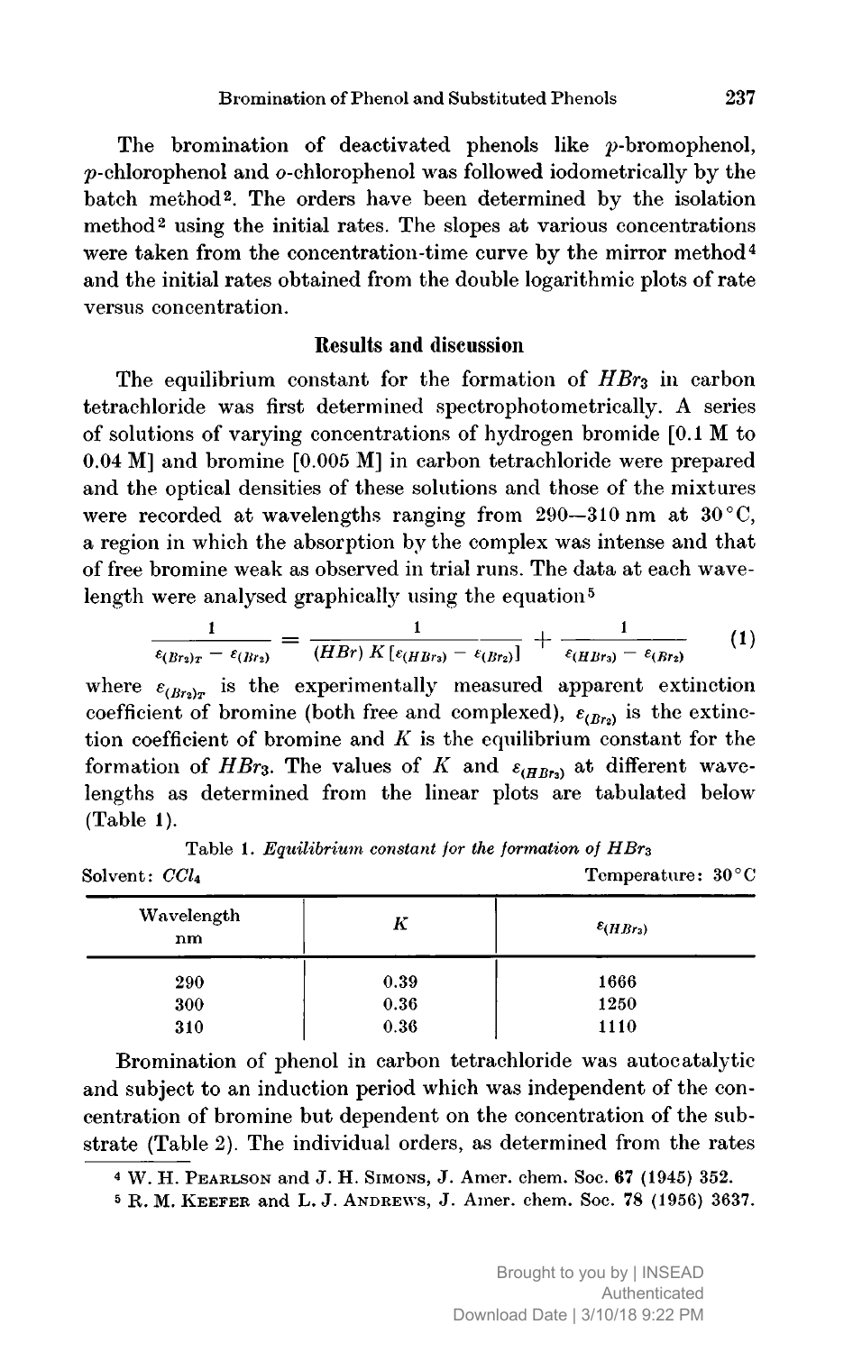The bromination of deactivated phenols like *p*-bromophenol, *p*-chlorophenol and *o*-chlorophenol was followed iodometrically by the batch method[2]. The orders have been determined by the isolation method[2] using the initial rates. The slopes at various concentrations were taken from the concentration-time curve by the mirror method[4] and the initial rates obtained from the double logarithmic plots of rate versus concentration.

## Results and discussion

The equilibrium constant for the formation of $HBr_3$ in carbon tetrachloride was first determined spectrophotometrically. A series of solutions of varying concentrations of hydrogen bromide [0.1 M to 0.04 M] and bromine [0.005 M] in carbon tetrachloride were prepared and the optical densities of these solutions and those of the mixtures were recorded at wavelengths ranging from 290–310 nm at 30 °C, a region in which the absorption by the complex was intense and that of free bromine weak as observed in trial runs. The data at each wavelength were analysed graphically using the equation[5]

$$\frac{1}{\varepsilon_{(Br_2)_T} - \varepsilon_{(Br_2)}} = \frac{1}{(HBr)\, K\,[\varepsilon_{(HBr_3)} - \varepsilon_{(Br_2)}]} + \frac{1}{\varepsilon_{(HBr_3)} - \varepsilon_{(Br_2)}} \qquad (1)$$

where $\varepsilon_{(Br_2)_T}$ is the experimentally measured apparent extinction coefficient of bromine (both free and complexed), $\varepsilon_{(Br_2)}$ is the extinction coefficient of bromine and $K$ is the equilibrium constant for the formation of $HBr_3$. The values of $K$ and $\varepsilon_{(HBr_3)}$ at different wavelengths as determined from the linear plots are tabulated below (Table 1).

Table 1. *Equilibrium constant for the formation of $HBr_3$*

Solvent: $CCl_4$ Temperature: 30 °C

| Wavelength nm | $K$ | $\varepsilon_{(HBr_3)}$ |
|---|---|---|
| 290 | 0.39 | 1666 |
| 300 | 0.36 | 1250 |
| 310 | 0.36 | 1110 |

Bromination of phenol in carbon tetrachloride was autocatalytic and subject to an induction period which was independent of the concentration of bromine but dependent on the concentration of the substrate (Table 2). The individual orders, as determined from the rates

---

[4] W. H. Pearlson and J. H. Simons, J. Amer. chem. Soc. **67** (1945) 352.

[5] R. M. Keefer and L. J. Andrews, J. Amer. chem. Soc. **78** (1956) 3637.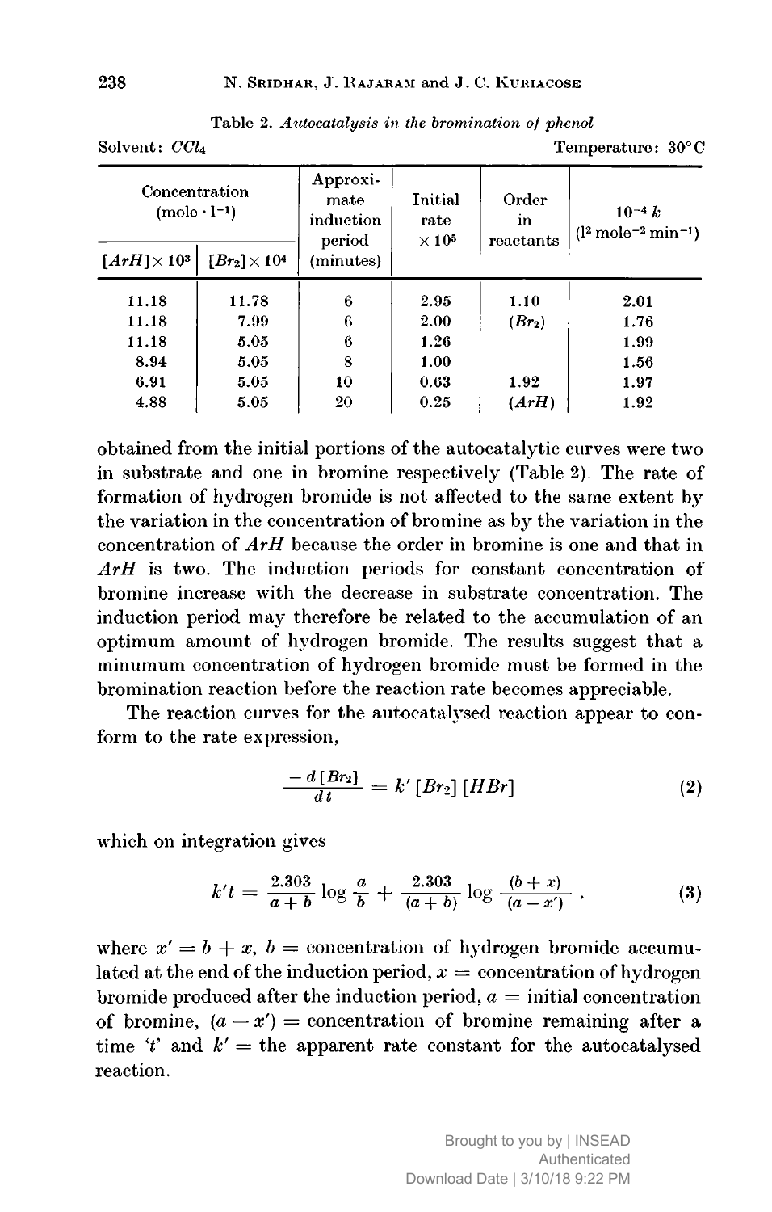Table 2. *Autocatalysis in the bromination of phenol*

Solvent: $CCl_4$ Temperature: 30°C

| Concentration (mole · l⁻¹) | | Approximate induction period (minutes) | Initial rate $\times 10^5$ | Order in reactants | $10^{-4}\,k$ ($l^2$ mole$^{-2}$ min$^{-1}$) |
|---|---|---|---|---|---|
| $[ArH] \times 10^3$ | $[Br_2] \times 10^4$ | | | | |
| 11.18 | 11.78 | 6 | 2.95 | 1.10 | 2.01 |
| 11.18 | 7.99 | 6 | 2.00 | ($Br_2$) | 1.76 |
| 11.18 | 5.05 | 6 | 1.26 | | 1.99 |
| 8.94 | 5.05 | 8 | 1.00 | | 1.56 |
| 6.91 | 5.05 | 10 | 0.63 | 1.92 | 1.97 |
| 4.88 | 5.05 | 20 | 0.25 | ($ArH$) | 1.92 |

obtained from the initial portions of the autocatalytic curves were two in substrate and one in bromine respectively (Table 2). The rate of formation of hydrogen bromide is not affected to the same extent by the variation in the concentration of bromine as by the variation in the concentration of $ArH$ because the order in bromine is one and that in $ArH$ is two. The induction periods for constant concentration of bromine increase with the decrease in substrate concentration. The induction period may therefore be related to the accumulation of an optimum amount of hydrogen bromide. The results suggest that a minumum concentration of hydrogen bromide must be formed in the bromination reaction before the reaction rate becomes appreciable.

The reaction curves for the autocatalysed reaction appear to conform to the rate expression,

$$\frac{-d[Br_2]}{dt} = k'[Br_2][HBr] \tag{2}$$

which on integration gives

$$k't = \frac{2.303}{a+b}\log\frac{a}{b} + \frac{2.303}{(a+b)}\log\frac{(b+x)}{(a-x')}\,. \tag{3}$$

where $x' = b + x$, $b$ = concentration of hydrogen bromide accumulated at the end of the induction period, $x$ = concentration of hydrogen bromide produced after the induction period, $a$ = initial concentration of bromine, $(a - x')$ = concentration of bromine remaining after a time '$t$' and $k'$ = the apparent rate constant for the autocatalysed reaction.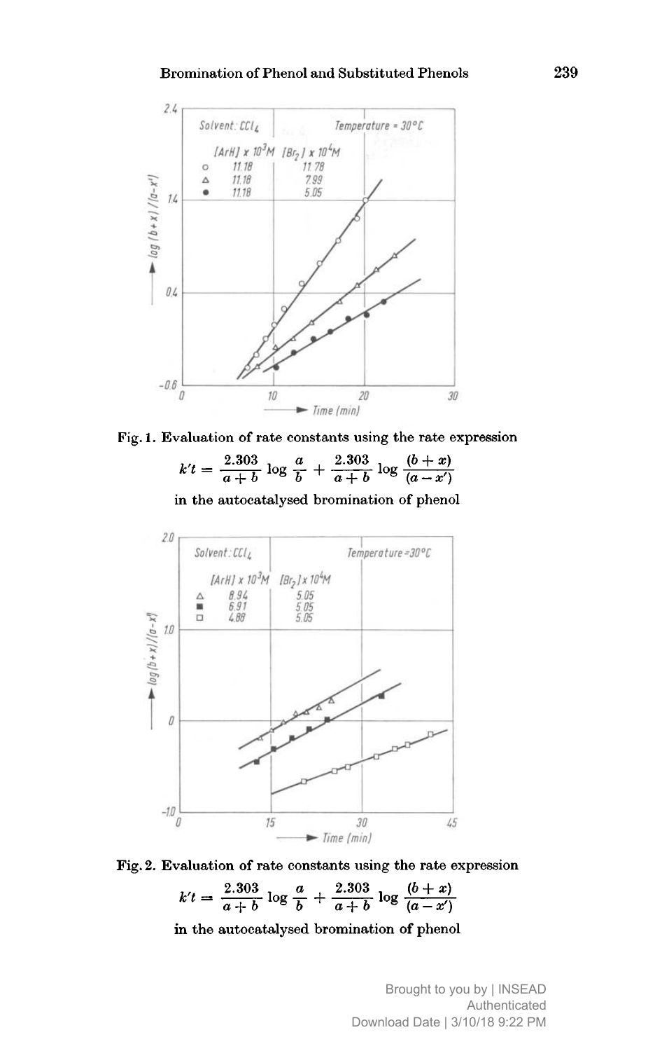Fig. 1. Evaluation of rate constants using the rate expression

$$k't = \frac{2.303}{a+b} \log \frac{a}{b} + \frac{2.303}{a+b} \log \frac{(b+x)}{(a-x')}$$

in the autocatalysed bromination of phenol

Fig. 2. Evaluation of rate constants using the rate expression

$$k't = \frac{2.303}{a+b} \log \frac{a}{b} + \frac{2.303}{a+b} \log \frac{(b+x)}{(a-x')}$$

in the autocatalysed bromination of phenol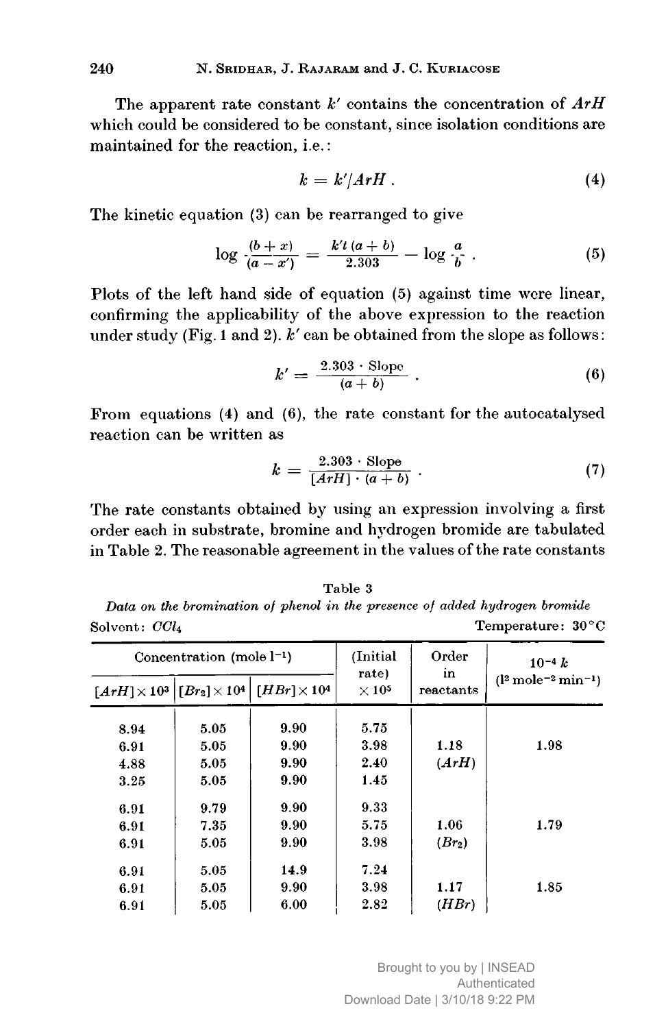The apparent rate constant $k'$ contains the concentration of $ArH$ which could be considered to be constant, since isolation conditions are maintained for the reaction, i.e.:

$$k = k'/ArH \,. \tag{4}$$

The kinetic equation (3) can be rearranged to give

$$\log \frac{(b + x)}{(a - x')} = \frac{k't\,(a + b)}{2.303} - \log \frac{a}{b} \,. \tag{5}$$

Plots of the left hand side of equation (5) against time were linear, confirming the applicability of the above expression to the reaction under study (Fig. 1 and 2). $k'$ can be obtained from the slope as follows:

$$k' = \frac{2.303 \cdot \text{Slope}}{(a + b)} \,. \tag{6}$$

From equations (4) and (6), the rate constant for the autocatalysed reaction can be written as

$$k = \frac{2.303 \cdot \text{Slope}}{[ArH] \cdot (a + b)} \,. \tag{7}$$

The rate constants obtained by using an expression involving a first order each in substrate, bromine and hydrogen bromide are tabulated in Table 2. The reasonable agreement in the values of the rate constants

Table 3

*Data on the bromination of phenol in the presence of added hydrogen bromide*

Solvent: $CCl_4$ Temperature: 30 °C

| Concentration (mole $l^{-1}$) | | | (Initial rate) $\times 10^5$ | Order in reactants | $10^{-4}\,k$ ($l^2$ mole$^{-2}$ min$^{-1}$) |
|---|---|---|---|---|---|
| $[ArH] \times 10^3$ | $[Br_2] \times 10^4$ | $[HBr] \times 10^4$ | | | |
| 8.94 | 5.05 | 9.90 | 5.75 | | |
| 6.91 | 5.05 | 9.90 | 3.98 | 1.18 | 1.98 |
| 4.88 | 5.05 | 9.90 | 2.40 | ($ArH$) | |
| 3.25 | 5.05 | 9.90 | 1.45 | | |
| 6.91 | 9.79 | 9.90 | 9.33 | | |
| 6.91 | 7.35 | 9.90 | 5.75 | 1.06 | 1.79 |
| 6.91 | 5.05 | 9.90 | 3.98 | ($Br_2$) | |
| 6.91 | 5.05 | 14.9 | 7.24 | | |
| 6.91 | 5.05 | 9.90 | 3.98 | 1.17 | 1.85 |
| 6.91 | 5.05 | 6.00 | 2.82 | ($HBr$) | |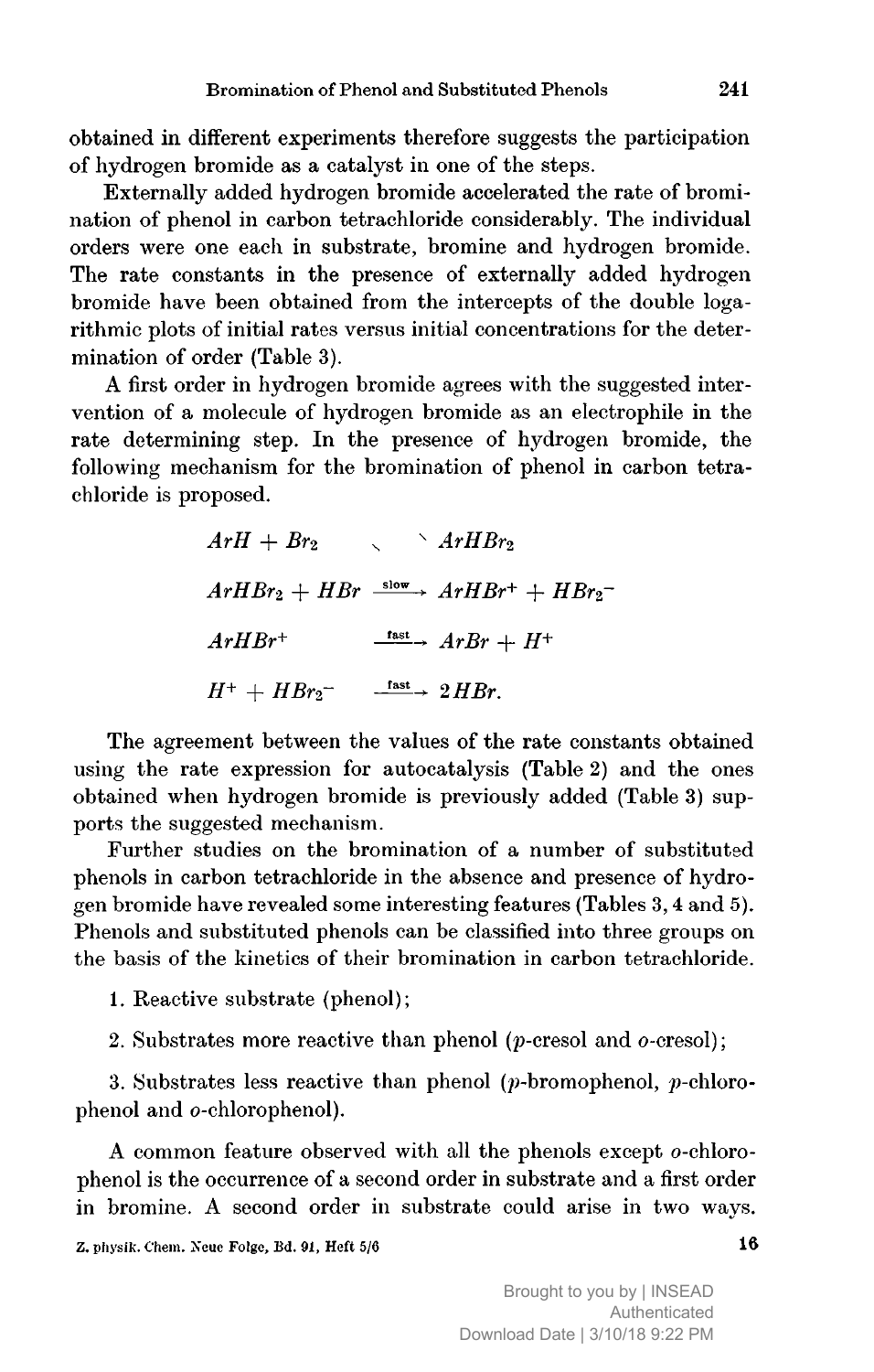obtained in different experiments therefore suggests the participation of hydrogen bromide as a catalyst in one of the steps.

Externally added hydrogen bromide accelerated the rate of bromination of phenol in carbon tetrachloride considerably. The individual orders were one each in substrate, bromine and hydrogen bromide. The rate constants in the presence of externally added hydrogen bromide have been obtained from the intercepts of the double logarithmic plots of initial rates versus initial concentrations for the determination of order (Table 3).

A first order in hydrogen bromide agrees with the suggested intervention of a molecule of hydrogen bromide as an electrophile in the rate determining step. In the presence of hydrogen bromide, the following mechanism for the bromination of phenol in carbon tetrachloride is proposed.

$$ArH + Br_2 \rightleftharpoons ArHBr_2$$

$$ArHBr_2 + HBr \xrightarrow{\text{slow}} ArHBr^+ + HBr_2^-$$

$$ArHBr^+ \xrightarrow{\text{fast}} ArBr + H^+$$

$$H^+ + HBr_2^- \xrightarrow{\text{fast}} 2HBr.$$

The agreement between the values of the rate constants obtained using the rate expression for autocatalysis (Table 2) and the ones obtained when hydrogen bromide is previously added (Table 3) supports the suggested mechanism.

Further studies on the bromination of a number of substituted phenols in carbon tetrachloride in the absence and presence of hydrogen bromide have revealed some interesting features (Tables 3, 4 and 5). Phenols and substituted phenols can be classified into three groups on the basis of the kinetics of their bromination in carbon tetrachloride.

1. Reactive substrate (phenol);

2. Substrates more reactive than phenol (*p*-cresol and *o*-cresol);

3. Substrates less reactive than phenol (*p*-bromophenol, *p*-chlorophenol and *o*-chlorophenol).

A common feature observed with all the phenols except *o*-chlorophenol is the occurrence of a second order in substrate and a first order in bromine. A second order in substrate could arise in two ways.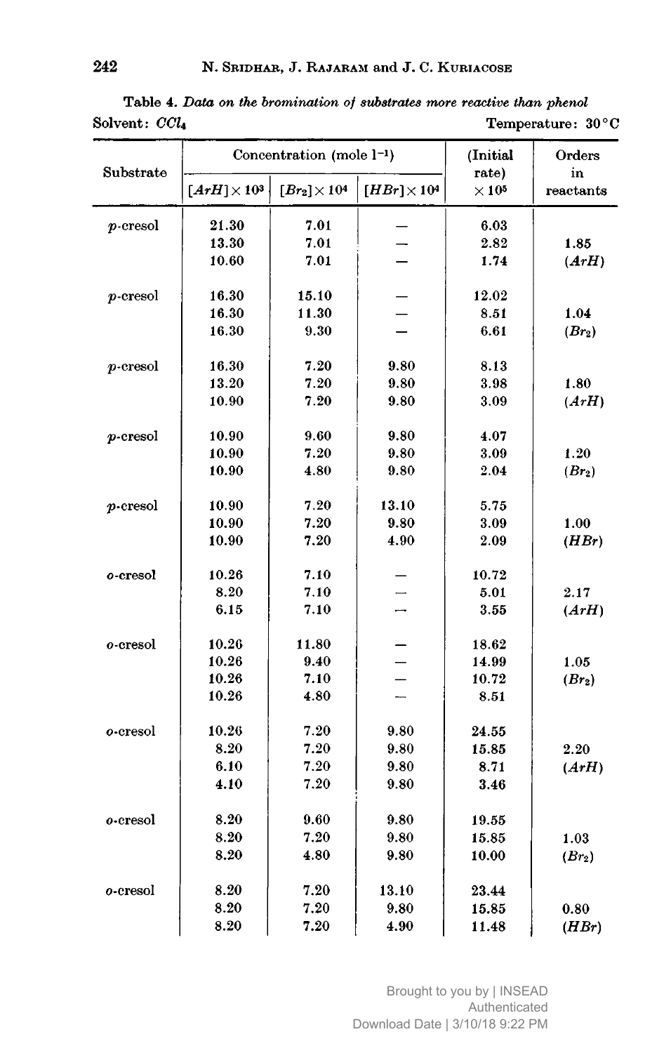**Table 4.** *Data on the bromination of substrates more reactive than phenol*

Solvent: $CCl_4$ Temperature: 30°C

| Substrate | Concentration (mole $l^{-1}$) | | | (Initial rate) $\times 10^5$ | Orders in reactants |
|---|---|---|---|---|---|
| | $[ArH] \times 10^3$ | $[Br_2] \times 10^4$ | $[HBr] \times 10^4$ | | |
| *p*-cresol | 21.30 | 7.01 | — | 6.03 | |
| | 13.30 | 7.01 | — | 2.82 | 1.85 |
| | 10.60 | 7.01 | — | 1.74 | ($ArH$) |
| *p*-cresol | 16.30 | 15.10 | — | 12.02 | |
| | 16.30 | 11.30 | — | 8.51 | 1.04 |
| | 16.30 | 9.30 | — | 6.61 | ($Br_2$) |
| *p*-cresol | 16.30 | 7.20 | 9.80 | 8.13 | |
| | 13.20 | 7.20 | 9.80 | 3.98 | 1.80 |
| | 10.90 | 7.20 | 9.80 | 3.09 | ($ArH$) |
| *p*-cresol | 10.90 | 9.60 | 9.80 | 4.07 | |
| | 10.90 | 7.20 | 9.80 | 3.09 | 1.20 |
| | 10.90 | 4.80 | 9.80 | 2.04 | ($Br_2$) |
| *p*-cresol | 10.90 | 7.20 | 13.10 | 5.75 | |
| | 10.90 | 7.20 | 9.80 | 3.09 | 1.00 |
| | 10.90 | 7.20 | 4.90 | 2.09 | ($HBr$) |
| *o*-cresol | 10.26 | 7.10 | — | 10.72 | |
| | 8.20 | 7.10 | — | 5.01 | 2.17 |
| | 6.15 | 7.10 | — | 3.55 | ($ArH$) |
| *o*-cresol | 10.26 | 11.80 | — | 18.62 | |
| | 10.26 | 9.40 | — | 14.99 | 1.05 |
| | 10.26 | 7.10 | — | 10.72 | ($Br_2$) |
| | 10.26 | 4.80 | — | 8.51 | |
| *o*-cresol | 10.26 | 7.20 | 9.80 | 24.55 | |
| | 8.20 | 7.20 | 9.80 | 15.85 | 2.20 |
| | 6.10 | 7.20 | 9.80 | 8.71 | ($ArH$) |
| | 4.10 | 7.20 | 9.80 | 3.46 | |
| *o*-cresol | 8.20 | 9.60 | 9.80 | 19.55 | |
| | 8.20 | 7.20 | 9.80 | 15.85 | 1.03 |
| | 8.20 | 4.80 | 9.80 | 10.00 | ($Br_2$) |
| *o*-cresol | 8.20 | 7.20 | 13.10 | 23.44 | |
| | 8.20 | 7.20 | 9.80 | 15.85 | 0.80 |
| | 8.20 | 7.20 | 4.90 | 11.48 | ($HBr$) |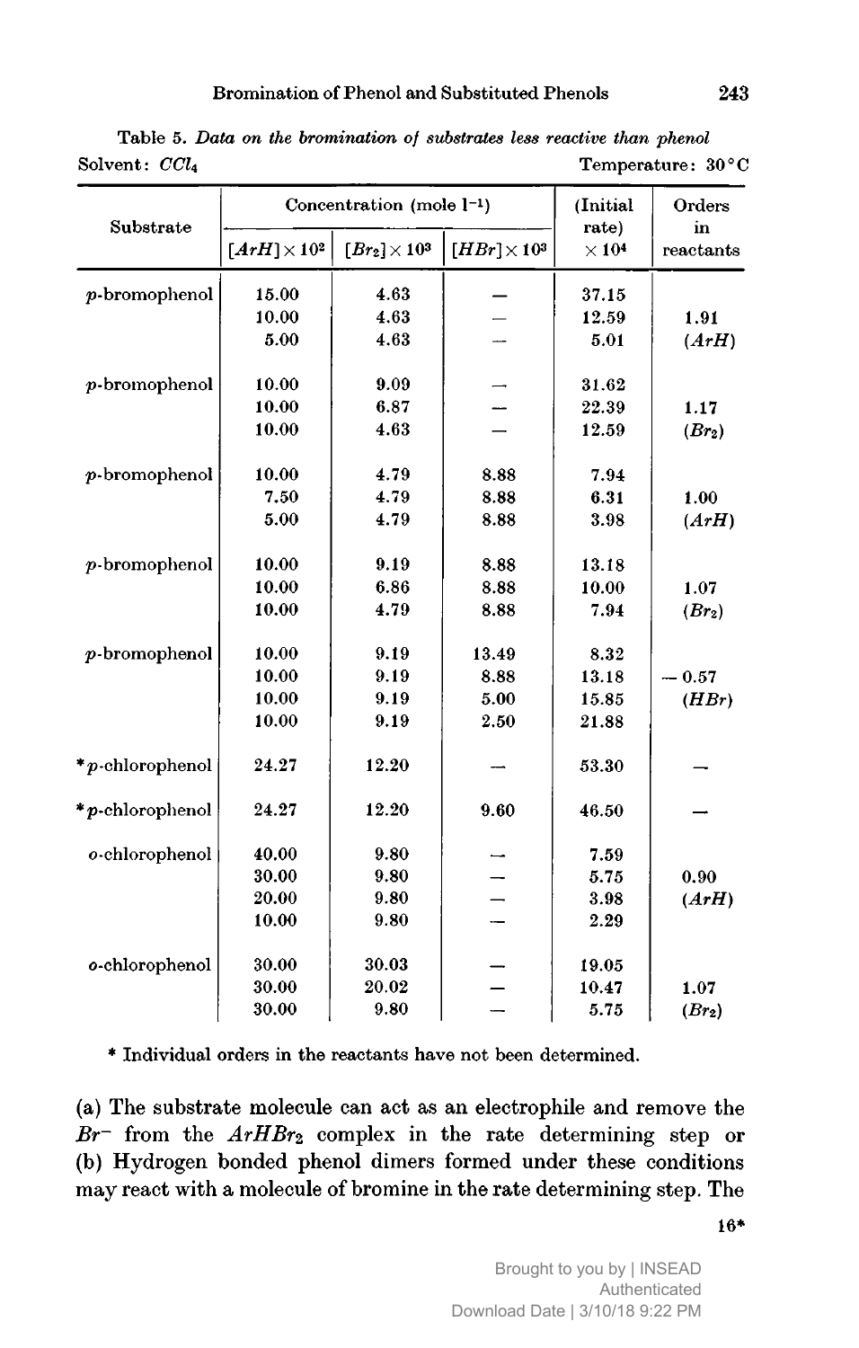Table 5. *Data on the bromination of substrates less reactive than phenol*

Solvent: $CCl_4$ Temperature: 30 °C

| Substrate | Concentration (mole $l^{-1}$) | | | (Initial rate) $\times 10^4$ | Orders in reactants |
|---|---|---|---|---|---|
| | $[ArH] \times 10^2$ | $[Br_2] \times 10^3$ | $[HBr] \times 10^3$ | | |
| *p*-bromophenol | 15.00 | 4.63 | — | 37.15 | |
| | 10.00 | 4.63 | — | 12.59 | 1.91 |
| | 5.00 | 4.63 | — | 5.01 | $(ArH)$ |
| *p*-bromophenol | 10.00 | 9.09 | — | 31.62 | |
| | 10.00 | 6.87 | — | 22.39 | 1.17 |
| | 10.00 | 4.63 | — | 12.59 | $(Br_2)$ |
| *p*-bromophenol | 10.00 | 4.79 | 8.88 | 7.94 | |
| | 7.50 | 4.79 | 8.88 | 6.31 | 1.00 |
| | 5.00 | 4.79 | 8.88 | 3.98 | $(ArH)$ |
| *p*-bromophenol | 10.00 | 9.19 | 8.88 | 13.18 | |
| | 10.00 | 6.86 | 8.88 | 10.00 | 1.07 |
| | 10.00 | 4.79 | 8.88 | 7.94 | $(Br_2)$ |
| *p*-bromophenol | 10.00 | 9.19 | 13.49 | 8.32 | |
| | 10.00 | 9.19 | 8.88 | 13.18 | −0.57 |
| | 10.00 | 9.19 | 5.00 | 15.85 | $(HBr)$ |
| | 10.00 | 9.19 | 2.50 | 21.88 | |
| \**p*-chlorophenol | 24.27 | 12.20 | — | 53.30 | — |
| \**p*-chlorophenol | 24.27 | 12.20 | 9.60 | 46.50 | — |
| *o*-chlorophenol | 40.00 | 9.80 | — | 7.59 | |
| | 30.00 | 9.80 | — | 5.75 | 0.90 |
| | 20.00 | 9.80 | — | 3.98 | $(ArH)$ |
| | 10.00 | 9.80 | — | 2.29 | |
| *o*-chlorophenol | 30.00 | 30.03 | — | 19.05 | |
| | 30.00 | 20.02 | — | 10.47 | 1.07 |
| | 30.00 | 9.80 | — | 5.75 | $(Br_2)$ |

\* Individual orders in the reactants have not been determined.

(a) The substrate molecule can act as an electrophile and remove the $Br^-$ from the $ArHBr_2$ complex in the rate determining step or (b) Hydrogen bonded phenol dimers formed under these conditions may react with a molecule of bromine in the rate determining step. The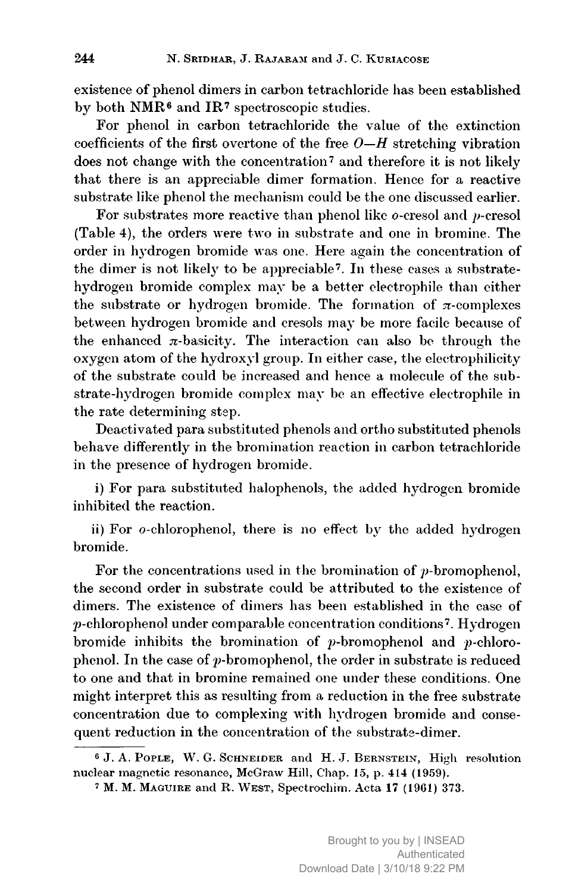existence of phenol dimers in carbon tetrachloride has been established by both NMR[6] and IR[7] spectroscopic studies.

For phenol in carbon tetrachloride the value of the extinction coefficients of the first overtone of the free *O—H* stretching vibration does not change with the concentration[7] and therefore it is not likely that there is an appreciable dimer formation. Hence for a reactive substrate like phenol the mechanism could be the one discussed earlier.

For substrates more reactive than phenol like *o*-cresol and *p*-cresol (Table 4), the orders were two in substrate and one in bromine. The order in hydrogen bromide was one. Here again the concentration of the dimer is not likely to be appreciable[7]. In these cases a substrate-hydrogen bromide complex may be a better electrophile than either the substrate or hydrogen bromide. The formation of $\pi$-complexes between hydrogen bromide and cresols may be more facile because of the enhanced $\pi$-basicity. The interaction can also be through the oxygen atom of the hydroxyl group. In either case, the electrophilicity of the substrate could be increased and hence a molecule of the substrate-hydrogen bromide complex may be an effective electrophile in the rate determining step.

Deactivated para substituted phenols and ortho substituted phenols behave differently in the bromination reaction in carbon tetrachloride in the presence of hydrogen bromide.

i) For para substituted halophenols, the added hydrogen bromide inhibited the reaction.

ii) For *o*-chlorophenol, there is no effect by the added hydrogen bromide.

For the concentrations used in the bromination of *p*-bromophenol, the second order in substrate could be attributed to the existence of dimers. The existence of dimers has been established in the case of *p*-chlorophenol under comparable concentration conditions[7]. Hydrogen bromide inhibits the bromination of *p*-bromophenol and *p*-chlorophenol. In the case of *p*-bromophenol, the order in substrate is reduced to one and that in bromine remained one under these conditions. One might interpret this as resulting from a reduction in the free substrate concentration due to complexing with hydrogen bromide and consequent reduction in the concentration of the substrate-dimer.

---

[6] J. A. Pople, W. G. Schneider and H. J. Bernstein, High resolution nuclear magnetic resonance, McGraw Hill, Chap. 15, p. 414 (1959).

[7] M. M. Maguire and R. West, Spectrochim. Acta **17** (1961) 373.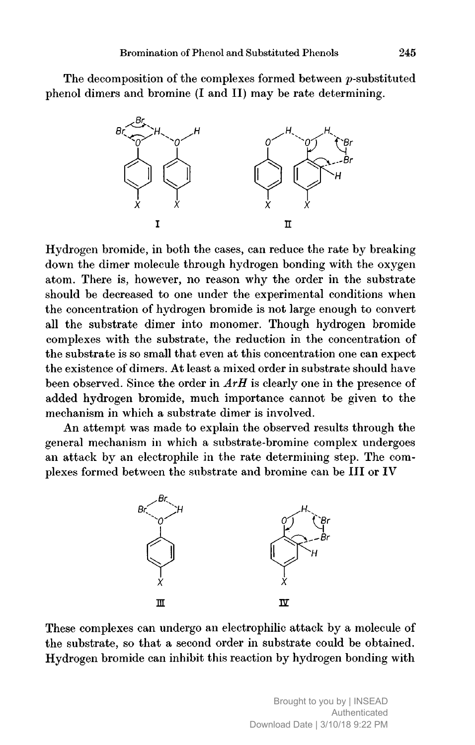The decomposition of the complexes formed between *p*-substituted phenol dimers and bromine (I and II) may be rate determining.

Hydrogen bromide, in both the cases, can reduce the rate by breaking down the dimer molecule through hydrogen bonding with the oxygen atom. There is, however, no reason why the order in the substrate should be decreased to one under the experimental conditions when the concentration of hydrogen bromide is not large enough to convert all the substrate dimer into monomer. Though hydrogen bromide complexes with the substrate, the reduction in the concentration of the substrate is so small that even at this concentration one can expect the existence of dimers. At least a mixed order in substrate should have been observed. Since the order in *ArH* is clearly one in the presence of added hydrogen bromide, much importance cannot be given to the mechanism in which a substrate dimer is involved.

An attempt was made to explain the observed results through the general mechanism in which a substrate-bromine complex undergoes an attack by an electrophile in the rate determining step. The complexes formed between the substrate and bromine can be III or IV

These complexes can undergo an electrophilic attack by a molecule of the substrate, so that a second order in substrate could be obtained. Hydrogen bromide can inhibit this reaction by hydrogen bonding with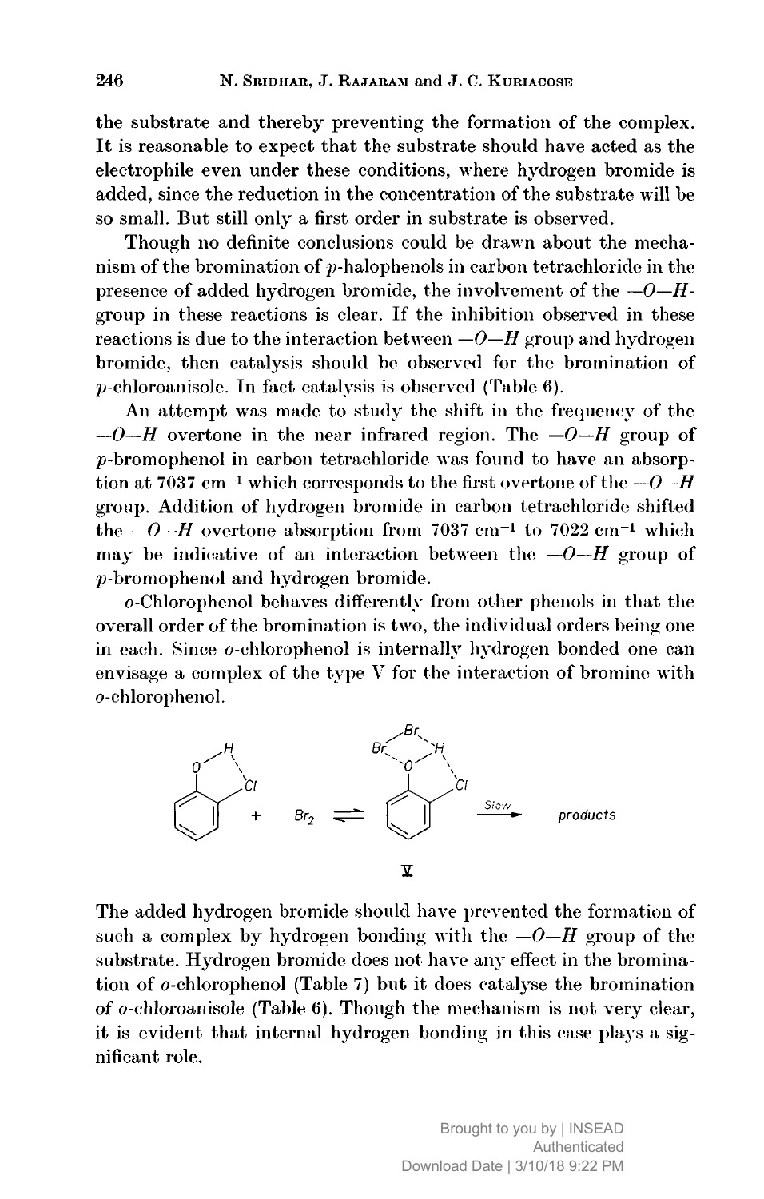the substrate and thereby preventing the formation of the complex. It is reasonable to expect that the substrate should have acted as the electrophile even under these conditions, where hydrogen bromide is added, since the reduction in the concentration of the substrate will be so small. But still only a first order in substrate is observed.

Though no definite conclusions could be drawn about the mechanism of the bromination of *p*-halophenols in carbon tetrachloride in the presence of added hydrogen bromide, the involvement of the *—O—H*-group in these reactions is clear. If the inhibition observed in these reactions is due to the interaction between *—O—H* group and hydrogen bromide, then catalysis should be observed for the bromination of *p*-chloroanisole. In fact catalysis is observed (Table 6).

An attempt was made to study the shift in the frequency of the *—O—H* overtone in the near infrared region. The *—O—H* group of *p*-bromophenol in carbon tetrachloride was found to have an absorption at 7037 $cm^{-1}$ which corresponds to the first overtone of the *—O—H* group. Addition of hydrogen bromide in carbon tetrachloride shifted the *—O—H* overtone absorption from 7037 $cm^{-1}$ to 7022 $cm^{-1}$ which may be indicative of an interaction between the *—O—H* group of *p*-bromophenol and hydrogen bromide.

*o*-Chlorophenol behaves differently from other phenols in that the overall order of the bromination is two, the individual orders being one in each. Since *o*-chlorophenol is internally hydrogen bonded one can envisage a complex of the type V for the interaction of bromine with *o*-chlorophenol.

$$\text{o-chlorophenol} + Br_2 \rightleftharpoons \text{V} \xrightarrow{\text{Slow}} \text{products}$$

V

The added hydrogen bromide should have prevented the formation of such a complex by hydrogen bonding with the *—O—H* group of the substrate. Hydrogen bromide does not have any effect in the bromination of *o*-chlorophenol (Table 7) but it does catalyse the bromination of *o*-chloroanisole (Table 6). Though the mechanism is not very clear, it is evident that internal hydrogen bonding in this case plays a significant role.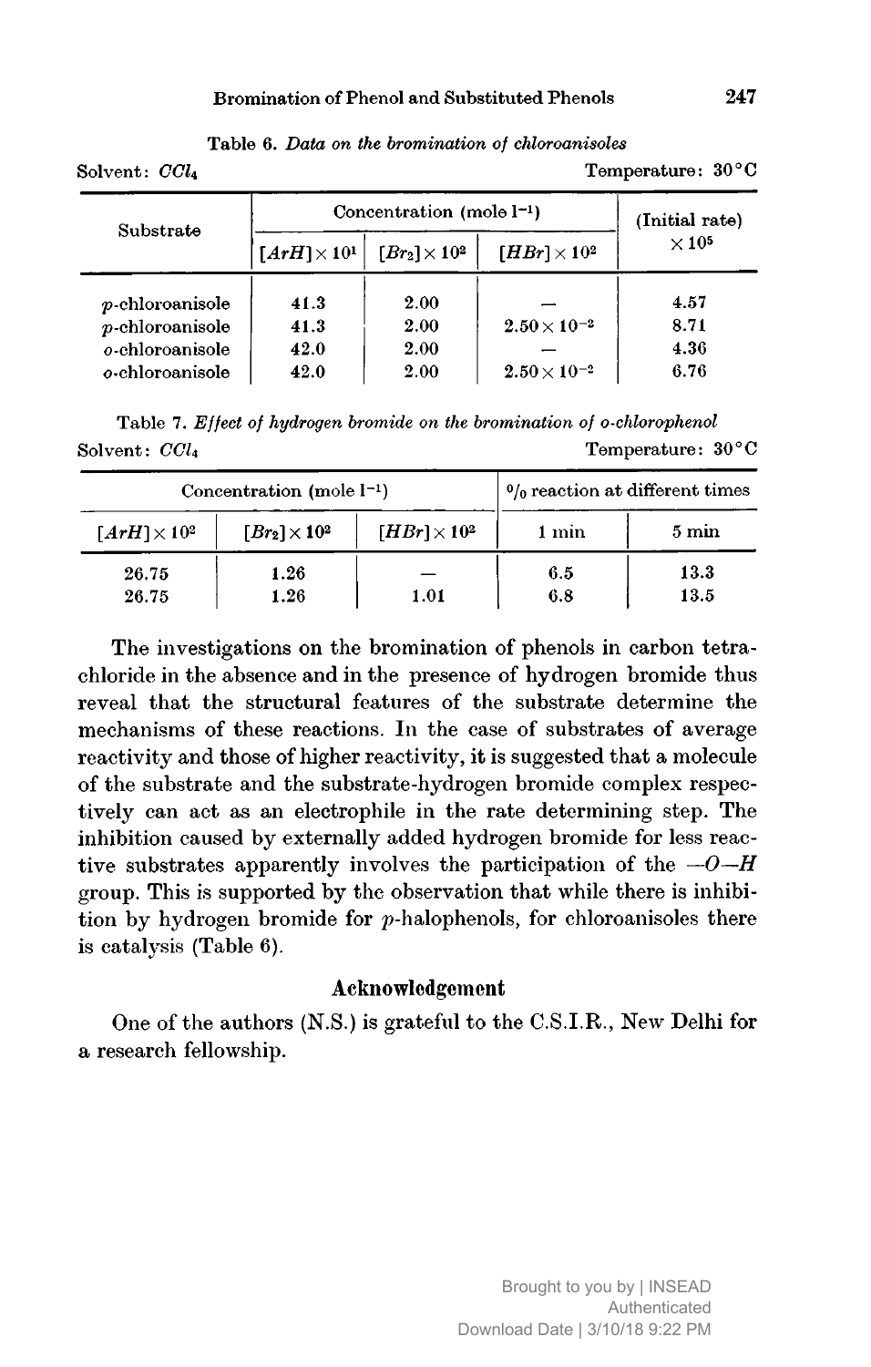Table 6. *Data on the bromination of chloroanisoles*

Solvent: $CCl_4$ Temperature: 30 °C

| Substrate | Concentration (mole $l^{-1}$) | | | (Initial rate) $\times 10^5$ |
|---|---|---|---|---|
| | $[ArH] \times 10^1$ | $[Br_2] \times 10^2$ | $[HBr] \times 10^2$ | |
| *p*-chloroanisole | 41.3 | 2.00 | — | 4.57 |
| *p*-chloroanisole | 41.3 | 2.00 | $2.50 \times 10^{-2}$ | 8.71 |
| *o*-chloroanisole | 42.0 | 2.00 | — | 4.36 |
| *o*-chloroanisole | 42.0 | 2.00 | $2.50 \times 10^{-2}$ | 6.76 |

Table 7. *Effect of hydrogen bromide on the bromination of o-chlorophenol*

Solvent: $CCl_4$ Temperature: 30 °C

| Concentration (mole $l^{-1}$) | | | % reaction at different times | |
|---|---|---|---|---|
| $[ArH] \times 10^2$ | $[Br_2] \times 10^2$ | $[HBr] \times 10^2$ | 1 min | 5 min |
| 26.75 | 1.26 | — | 6.5 | 13.3 |
| 26.75 | 1.26 | 1.01 | 6.8 | 13.5 |

The investigations on the bromination of phenols in carbon tetrachloride in the absence and in the presence of hydrogen bromide thus reveal that the structural features of the substrate determine the mechanisms of these reactions. In the case of substrates of average reactivity and those of higher reactivity, it is suggested that a molecule of the substrate and the substrate-hydrogen bromide complex respectively can act as an electrophile in the rate determining step. The inhibition caused by externally added hydrogen bromide for less reactive substrates apparently involves the participation of the *—O—H* group. This is supported by the observation that while there is inhibition by hydrogen bromide for *p*-halophenols, for chloroanisoles there is catalysis (Table 6).

## Acknowledgement

One of the authors (N.S.) is grateful to the C.S.I.R., New Delhi for a research fellowship.